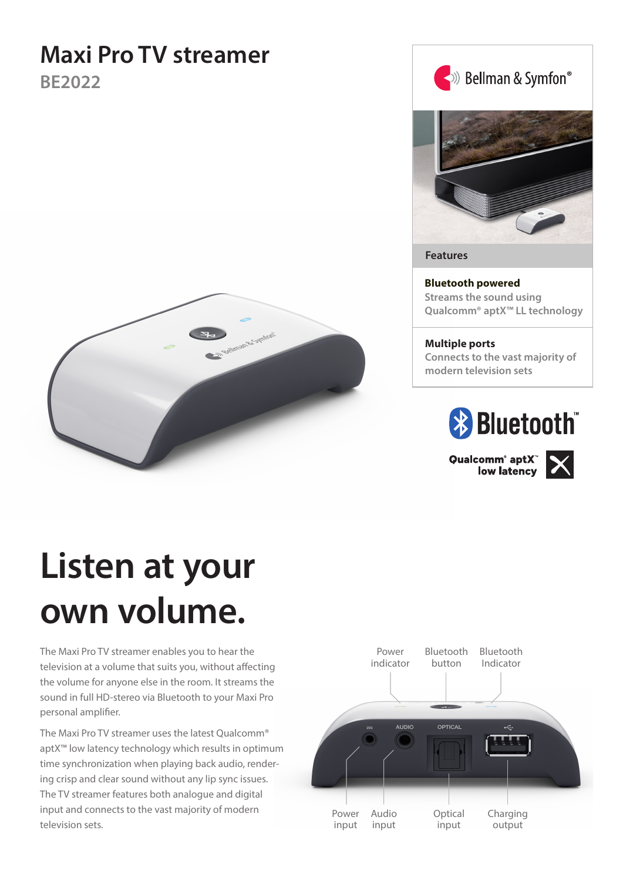# Maxi Pro TV streamer

## BE2022

Bellman & Symfon®

### Features

**Bluetooth powered**
Streams the sound using Qualcomm® aptX™ LL technology

**Multiple ports**
Connects to the vast majority of modern television sets

Bluetooth™

Qualcomm® aptX™ low latency

# Listen at your own volume.

The Maxi Pro TV streamer enables you to hear the television at a volume that suits you, without affecting the volume for anyone else in the room. It streams the sound in full HD-stereo via Bluetooth to your Maxi Pro personal amplifier.

The Maxi Pro TV streamer uses the latest Qualcomm® aptX™ low latency technology which results in optimum time synchronization when playing back audio, rendering crisp and clear sound without any lip sync issues. The TV streamer features both analogue and digital input and connects to the vast majority of modern television sets.

Power indicator | Bluetooth button | Bluetooth Indicator

Power input | Audio input | Optical input | Charging output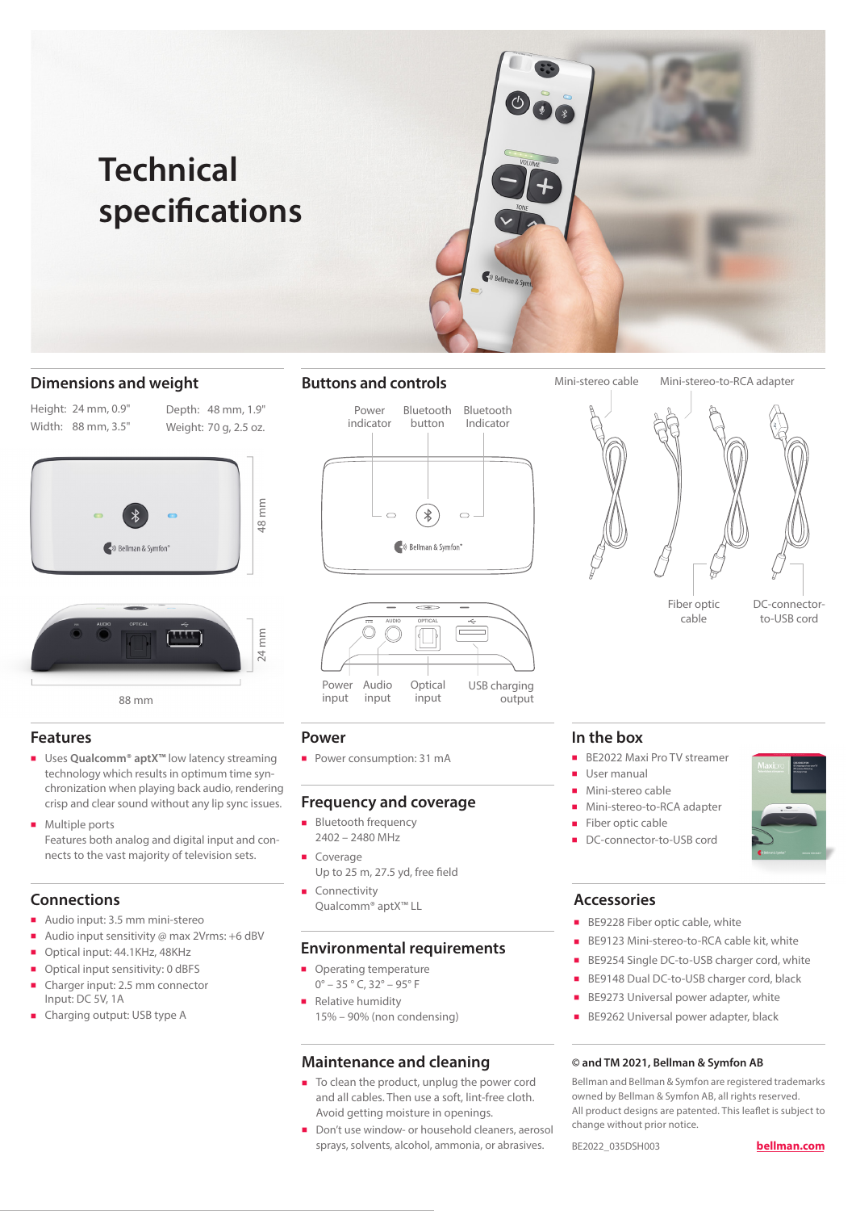# Technical specifications

## Dimensions and weight

Height: 24 mm, 0.9"
Width: 88 mm, 3.5"
Depth: 48 mm, 1.9"
Weight: 70 g, 2.5 oz.

48 mm

24 mm

88 mm

## Buttons and controls

Power indicator

Bluetooth button

Bluetooth Indicator

Power input

Audio input

Optical input

USB charging output

Mini-stereo cable

Mini-stereo-to-RCA adapter

Fiber optic cable

DC-connector-to-USB cord

## Features

- Uses **Qualcomm® aptX™** low latency streaming technology which results in optimum time synchronization when playing back audio, rendering crisp and clear sound without any lip sync issues.
- Multiple ports
  Features both analog and digital input and connects to the vast majority of television sets.

## Connections

- Audio input: 3.5 mm mini-stereo
- Audio input sensitivity @ max 2Vrms: +6 dBV
- Optical input: 44.1KHz, 48KHz
- Optical input sensitivity: 0 dBFS
- Charger input: 2.5 mm connector
  Input: DC 5V, 1A
- Charging output: USB type A

## Power

- Power consumption: 31 mA

## Frequency and coverage

- Bluetooth frequency
  2402 – 2480 MHz
- Coverage
  Up to 25 m, 27.5 yd, free field
- Connectivity
  Qualcomm® aptX™ LL

## Environmental requirements

- Operating temperature
  0° – 35 ° C, 32° – 95° F
- Relative humidity
  15% – 90% (non condensing)

## Maintenance and cleaning

- To clean the product, unplug the power cord and all cables. Then use a soft, lint-free cloth. Avoid getting moisture in openings.
- Don't use window- or household cleaners, aerosol sprays, solvents, alcohol, ammonia, or abrasives.

## In the box

- BE2022 Maxi Pro TV streamer
- User manual
- Mini-stereo cable
- Mini-stereo-to-RCA adapter
- Fiber optic cable
- DC-connector-to-USB cord

## Accessories

- BE9228 Fiber optic cable, white
- BE9123 Mini-stereo-to-RCA cable kit, white
- BE9254 Single DC-to-USB charger cord, white
- BE9148 Dual DC-to-USB charger cord, black
- BE9273 Universal power adapter, white
- BE9262 Universal power adapter, black

**© and TM 2021, Bellman & Symfon AB**

Bellman and Bellman & Symfon are registered trademarks owned by Bellman & Symfon AB, all rights reserved. All product designs are patented. This leaflet is subject to change without prior notice.

BE2022_035DSH003

**bellman.com**